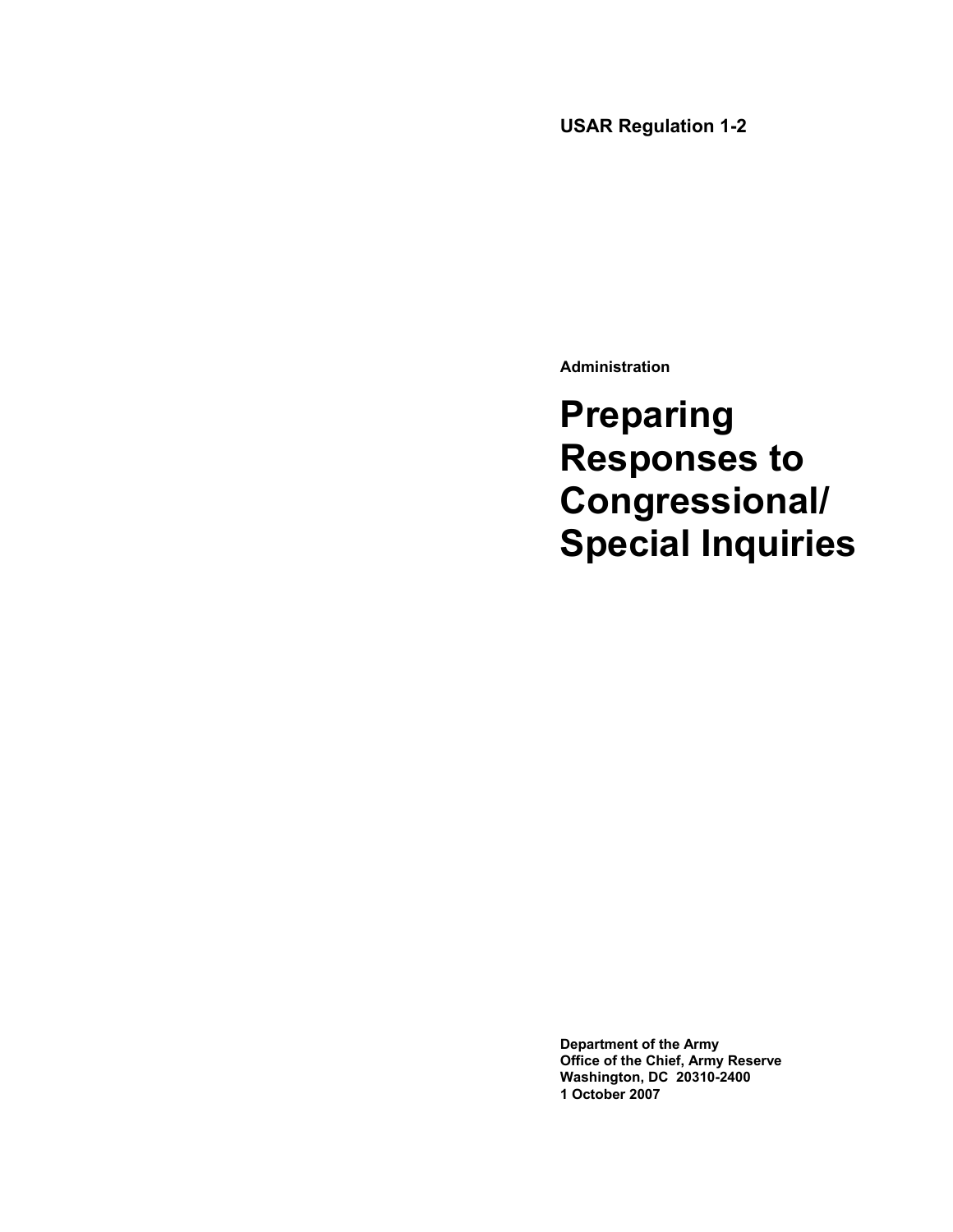**USAR Regulation 1-2**

**Administration**

# Preparing Responses to Congressional/ Special Inquiries

**Department of the Army**
**Office of the Chief, Army Reserve**
**Washington, DC 20310-2400**
**1 October 2007**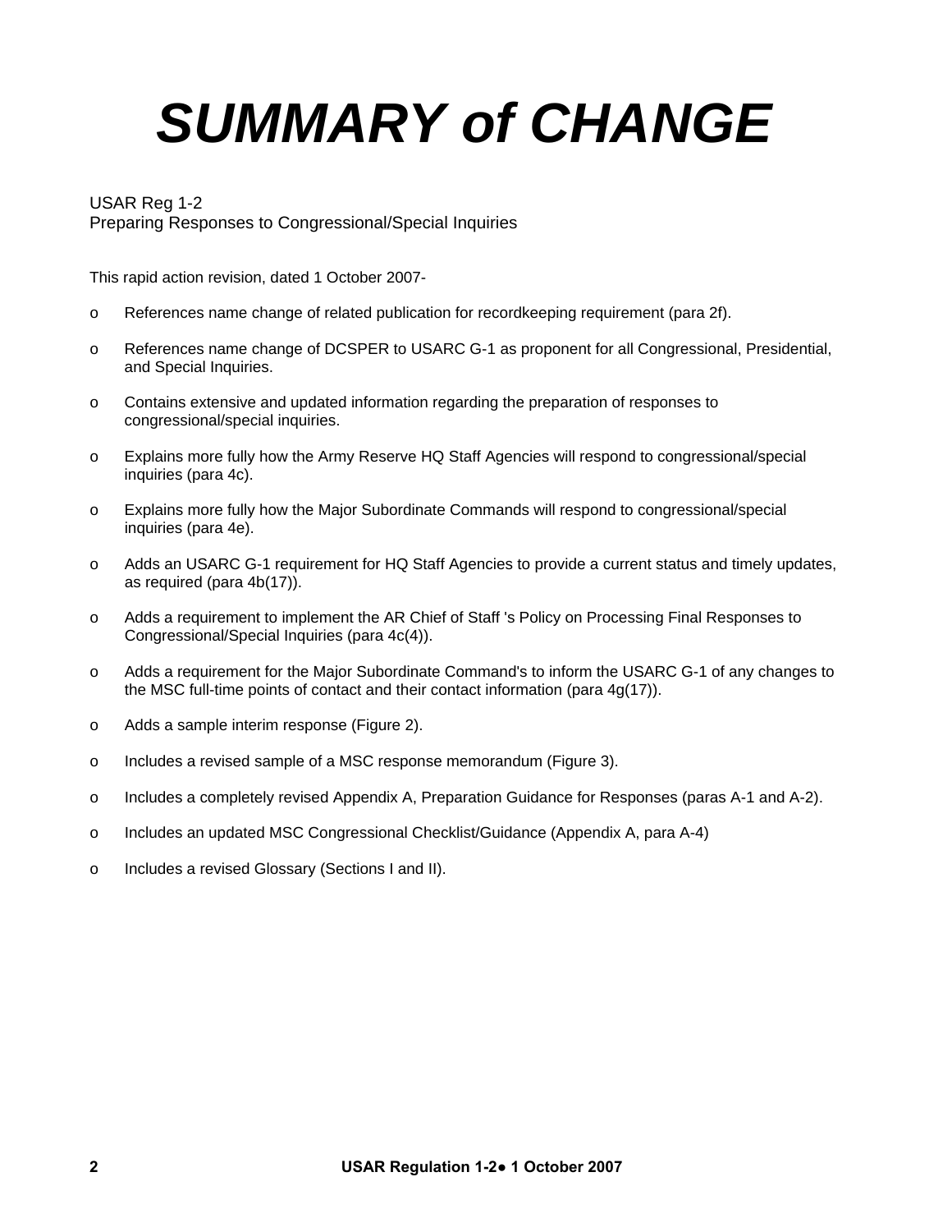# SUMMARY of CHANGE

USAR Reg 1-2
Preparing Responses to Congressional/Special Inquiries

This rapid action revision, dated 1 October 2007-

- o References name change of related publication for recordkeeping requirement (para 2f).
- o References name change of DCSPER to USARC G-1 as proponent for all Congressional, Presidential, and Special Inquiries.
- o Contains extensive and updated information regarding the preparation of responses to congressional/special inquiries.
- o Explains more fully how the Army Reserve HQ Staff Agencies will respond to congressional/special inquiries (para 4c).
- o Explains more fully how the Major Subordinate Commands will respond to congressional/special inquiries (para 4e).
- o Adds an USARC G-1 requirement for HQ Staff Agencies to provide a current status and timely updates, as required (para 4b(17)).
- o Adds a requirement to implement the AR Chief of Staff 's Policy on Processing Final Responses to Congressional/Special Inquiries (para 4c(4)).
- o Adds a requirement for the Major Subordinate Command's to inform the USARC G-1 of any changes to the MSC full-time points of contact and their contact information (para 4g(17)).
- o Adds a sample interim response (Figure 2).
- o Includes a revised sample of a MSC response memorandum (Figure 3).
- o Includes a completely revised Appendix A, Preparation Guidance for Responses (paras A-1 and A-2).
- o Includes an updated MSC Congressional Checklist/Guidance (Appendix A, para A-4)
- o Includes a revised Glossary (Sections I and II).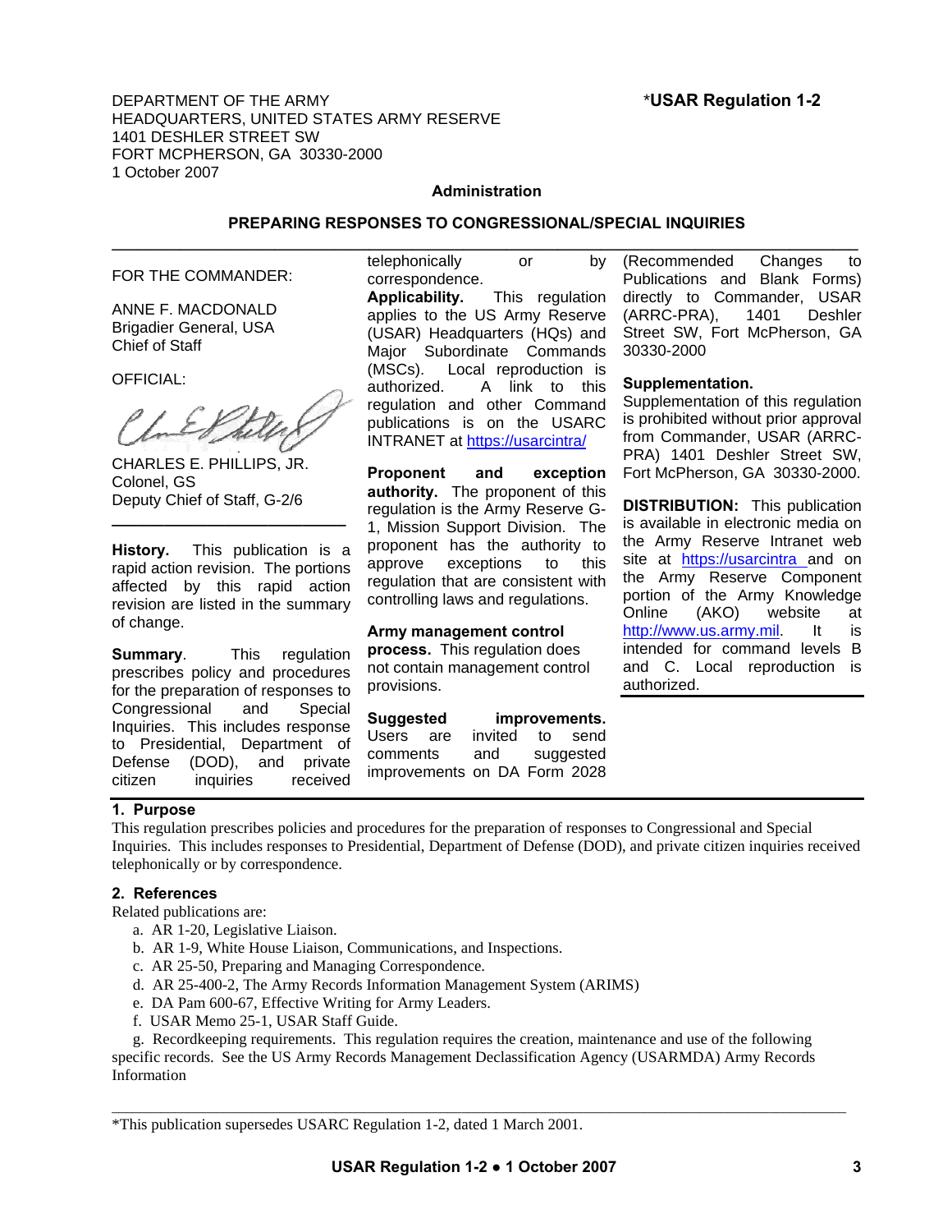DEPARTMENT OF THE ARMY
HEADQUARTERS, UNITED STATES ARMY RESERVE
1401 DESHLER STREET SW
FORT MCPHERSON, GA 30330-2000
1 October 2007

***USAR Regulation 1-2**

**Administration**

**PREPARING RESPONSES TO CONGRESSIONAL/SPECIAL INQUIRIES**

---

FOR THE COMMANDER:

ANNE F. MACDONALD
Brigadier General, USA
Chief of Staff

OFFICIAL:

CHARLES E. PHILLIPS, JR.
Colonel, GS
Deputy Chief of Staff, G-2/6

---

**History.** This publication is a rapid action revision. The portions affected by this rapid action revision are listed in the summary of change.

**Summary**. This regulation prescribes policy and procedures for the preparation of responses to Congressional and Special Inquiries. This includes response to Presidential, Department of Defense (DOD), and private citizen inquiries received telephonically or by correspondence.

**Applicability.** This regulation applies to the US Army Reserve (USAR) Headquarters (HQs) and Major Subordinate Commands (MSCs). Local reproduction is authorized. A link to this regulation and other Command publications is on the USARC INTRANET at https://usarcintra/

**Proponent and exception authority.** The proponent of this regulation is the Army Reserve G-1, Mission Support Division. The proponent has the authority to approve exceptions to this regulation that are consistent with controlling laws and regulations.

**Army management control process.** This regulation does not contain management control provisions.

**Suggested improvements.** Users are invited to send comments and suggested improvements on DA Form 2028 (Recommended Changes to Publications and Blank Forms) directly to Commander, USAR (ARRC-PRA), 1401 Deshler Street SW, Fort McPherson, GA 30330-2000

**Supplementation.** Supplementation of this regulation is prohibited without prior approval from Commander, USAR (ARRC-PRA) 1401 Deshler Street SW, Fort McPherson, GA 30330-2000.

**DISTRIBUTION:** This publication is available in electronic media on the Army Reserve Intranet web site at https://usarcintra and on the Army Reserve Component portion of the Army Knowledge Online (AKO) website at http://www.us.army.mil. It is intended for command levels B and C. Local reproduction is authorized.

---

## 1. Purpose

This regulation prescribes policies and procedures for the preparation of responses to Congressional and Special Inquiries. This includes responses to Presidential, Department of Defense (DOD), and private citizen inquiries received telephonically or by correspondence.

## 2. References

Related publications are:

a. AR 1-20, Legislative Liaison.

b. AR 1-9, White House Liaison, Communications, and Inspections.

c. AR 25-50, Preparing and Managing Correspondence.

d. AR 25-400-2, The Army Records Information Management System (ARIMS)

e. DA Pam 600-67, Effective Writing for Army Leaders.

f. USAR Memo 25-1, USAR Staff Guide.

g. Recordkeeping requirements. This regulation requires the creation, maintenance and use of the following specific records. See the US Army Records Management Declassification Agency (USARMDA) Army Records Information

---

*This publication supersedes USARC Regulation 1-2, dated 1 March 2001.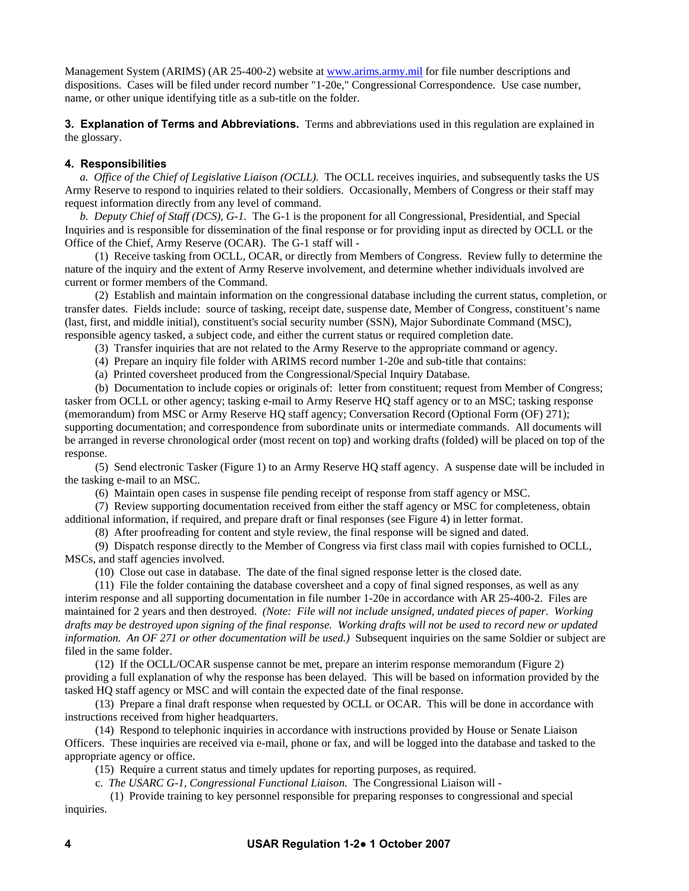Management System (ARIMS) (AR 25-400-2) website at www.arims.army.mil for file number descriptions and dispositions. Cases will be filed under record number "1-20e," Congressional Correspondence. Use case number, name, or other unique identifying title as a sub-title on the folder.

**3. Explanation of Terms and Abbreviations.** Terms and abbreviations used in this regulation are explained in the glossary.

## 4. Responsibilities

*a. Office of the Chief of Legislative Liaison (OCLL).* The OCLL receives inquiries, and subsequently tasks the US Army Reserve to respond to inquiries related to their soldiers. Occasionally, Members of Congress or their staff may request information directly from any level of command.

*b. Deputy Chief of Staff (DCS), G-1.* The G-1 is the proponent for all Congressional, Presidential, and Special Inquiries and is responsible for dissemination of the final response or for providing input as directed by OCLL or the Office of the Chief, Army Reserve (OCAR). The G-1 staff will -

(1) Receive tasking from OCLL, OCAR, or directly from Members of Congress. Review fully to determine the nature of the inquiry and the extent of Army Reserve involvement, and determine whether individuals involved are current or former members of the Command.

(2) Establish and maintain information on the congressional database including the current status, completion, or transfer dates. Fields include: source of tasking, receipt date, suspense date, Member of Congress, constituent's name (last, first, and middle initial), constituent's social security number (SSN), Major Subordinate Command (MSC), responsible agency tasked, a subject code, and either the current status or required completion date.

(3) Transfer inquiries that are not related to the Army Reserve to the appropriate command or agency.

(4) Prepare an inquiry file folder with ARIMS record number 1-20e and sub-title that contains:

(a) Printed coversheet produced from the Congressional/Special Inquiry Database.

(b) Documentation to include copies or originals of: letter from constituent; request from Member of Congress; tasker from OCLL or other agency; tasking e-mail to Army Reserve HQ staff agency or to an MSC; tasking response (memorandum) from MSC or Army Reserve HQ staff agency; Conversation Record (Optional Form (OF) 271); supporting documentation; and correspondence from subordinate units or intermediate commands. All documents will be arranged in reverse chronological order (most recent on top) and working drafts (folded) will be placed on top of the response.

(5) Send electronic Tasker (Figure 1) to an Army Reserve HQ staff agency. A suspense date will be included in the tasking e-mail to an MSC.

(6) Maintain open cases in suspense file pending receipt of response from staff agency or MSC.

(7) Review supporting documentation received from either the staff agency or MSC for completeness, obtain additional information, if required, and prepare draft or final responses (see Figure 4) in letter format.

(8) After proofreading for content and style review, the final response will be signed and dated.

(9) Dispatch response directly to the Member of Congress via first class mail with copies furnished to OCLL, MSCs, and staff agencies involved.

(10) Close out case in database. The date of the final signed response letter is the closed date.

(11) File the folder containing the database coversheet and a copy of final signed responses, as well as any interim response and all supporting documentation in file number 1-20e in accordance with AR 25-400-2. Files are maintained for 2 years and then destroyed. *(Note: File will not include unsigned, undated pieces of paper. Working drafts may be destroyed upon signing of the final response. Working drafts will not be used to record new or updated information. An OF 271 or other documentation will be used.)* Subsequent inquiries on the same Soldier or subject are filed in the same folder.

(12) If the OCLL/OCAR suspense cannot be met, prepare an interim response memorandum (Figure 2) providing a full explanation of why the response has been delayed. This will be based on information provided by the tasked HQ staff agency or MSC and will contain the expected date of the final response.

(13) Prepare a final draft response when requested by OCLL or OCAR. This will be done in accordance with instructions received from higher headquarters.

(14) Respond to telephonic inquiries in accordance with instructions provided by House or Senate Liaison Officers. These inquiries are received via e-mail, phone or fax, and will be logged into the database and tasked to the appropriate agency or office.

(15) Require a current status and timely updates for reporting purposes, as required.

c. *The USARC G-1, Congressional Functional Liaison.* The Congressional Liaison will -

(1) Provide training to key personnel responsible for preparing responses to congressional and special inquiries.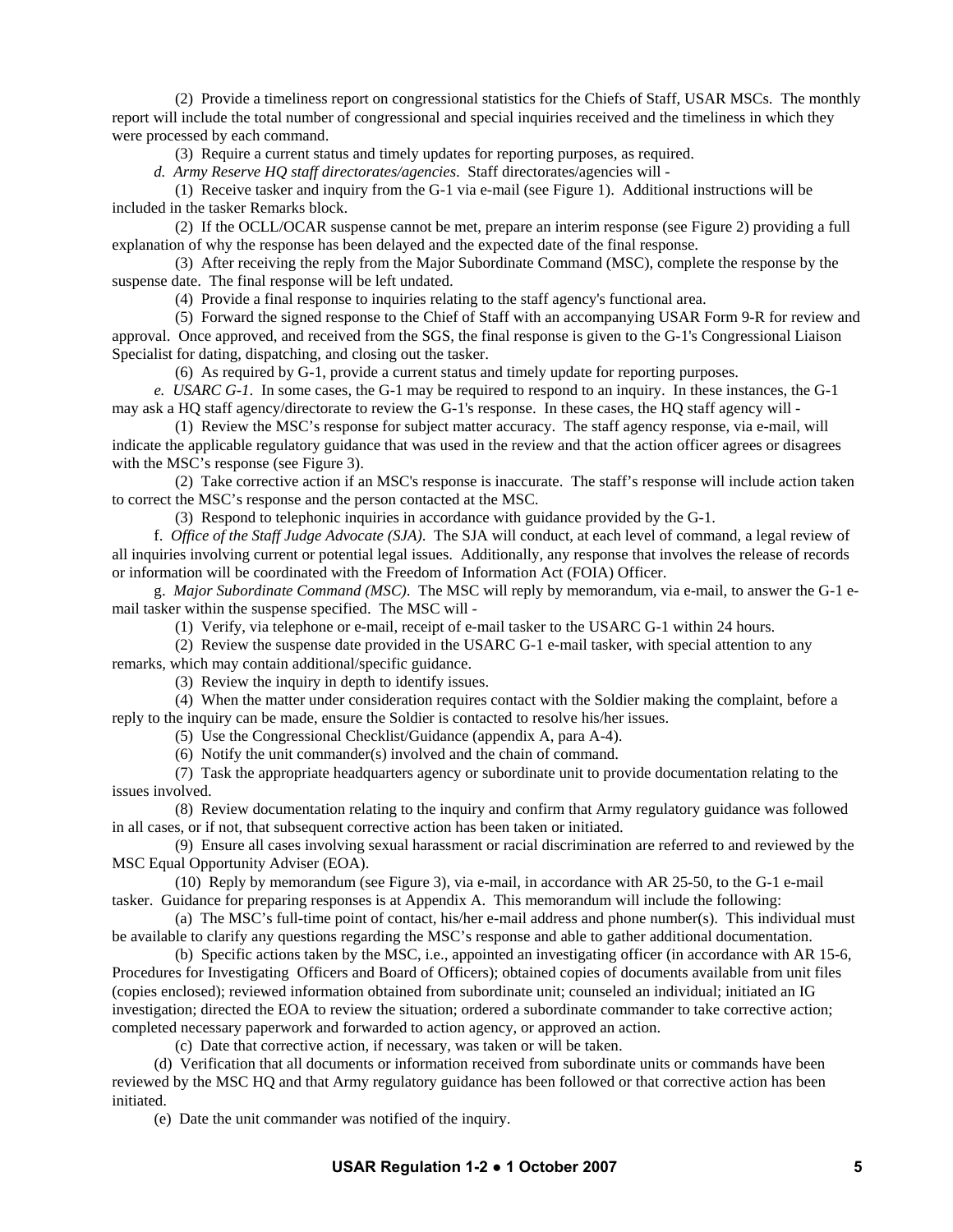(2) Provide a timeliness report on congressional statistics for the Chiefs of Staff, USAR MSCs. The monthly report will include the total number of congressional and special inquiries received and the timeliness in which they were processed by each command.

(3) Require a current status and timely updates for reporting purposes, as required.

*d. Army Reserve HQ staff directorates/agencies*. Staff directorates/agencies will -

(1) Receive tasker and inquiry from the G-1 via e-mail (see Figure 1). Additional instructions will be included in the tasker Remarks block.

(2) If the OCLL/OCAR suspense cannot be met, prepare an interim response (see Figure 2) providing a full explanation of why the response has been delayed and the expected date of the final response.

(3) After receiving the reply from the Major Subordinate Command (MSC), complete the response by the suspense date. The final response will be left undated.

(4) Provide a final response to inquiries relating to the staff agency's functional area.

(5) Forward the signed response to the Chief of Staff with an accompanying USAR Form 9-R for review and approval. Once approved, and received from the SGS, the final response is given to the G-1's Congressional Liaison Specialist for dating, dispatching, and closing out the tasker.

(6) As required by G-1, provide a current status and timely update for reporting purposes.

*e. USARC G-1*. In some cases, the G-1 may be required to respond to an inquiry. In these instances, the G-1 may ask a HQ staff agency/directorate to review the G-1's response. In these cases, the HQ staff agency will -

(1) Review the MSC's response for subject matter accuracy. The staff agency response, via e-mail, will indicate the applicable regulatory guidance that was used in the review and that the action officer agrees or disagrees with the MSC's response (see Figure 3).

(2) Take corrective action if an MSC's response is inaccurate. The staff's response will include action taken to correct the MSC's response and the person contacted at the MSC.

(3) Respond to telephonic inquiries in accordance with guidance provided by the G-1.

f. *Office of the Staff Judge Advocate (SJA)*. The SJA will conduct, at each level of command, a legal review of all inquiries involving current or potential legal issues. Additionally, any response that involves the release of records or information will be coordinated with the Freedom of Information Act (FOIA) Officer.

g. *Major Subordinate Command (MSC)*. The MSC will reply by memorandum, via e-mail, to answer the G-1 e-mail tasker within the suspense specified. The MSC will -

(1) Verify, via telephone or e-mail, receipt of e-mail tasker to the USARC G-1 within 24 hours.

(2) Review the suspense date provided in the USARC G-1 e-mail tasker, with special attention to any remarks, which may contain additional/specific guidance.

(3) Review the inquiry in depth to identify issues.

(4) When the matter under consideration requires contact with the Soldier making the complaint, before a reply to the inquiry can be made, ensure the Soldier is contacted to resolve his/her issues.

(5) Use the Congressional Checklist/Guidance (appendix A, para A-4).

(6) Notify the unit commander(s) involved and the chain of command.

(7) Task the appropriate headquarters agency or subordinate unit to provide documentation relating to the issues involved.

(8) Review documentation relating to the inquiry and confirm that Army regulatory guidance was followed in all cases, or if not, that subsequent corrective action has been taken or initiated.

(9) Ensure all cases involving sexual harassment or racial discrimination are referred to and reviewed by the MSC Equal Opportunity Adviser (EOA).

(10) Reply by memorandum (see Figure 3), via e-mail, in accordance with AR 25-50, to the G-1 e-mail tasker. Guidance for preparing responses is at Appendix A. This memorandum will include the following:

(a) The MSC's full-time point of contact, his/her e-mail address and phone number(s). This individual must be available to clarify any questions regarding the MSC's response and able to gather additional documentation.

(b) Specific actions taken by the MSC, i.e., appointed an investigating officer (in accordance with AR 15-6, Procedures for Investigating Officers and Board of Officers); obtained copies of documents available from unit files (copies enclosed); reviewed information obtained from subordinate unit; counseled an individual; initiated an IG investigation; directed the EOA to review the situation; ordered a subordinate commander to take corrective action; completed necessary paperwork and forwarded to action agency, or approved an action.

(c) Date that corrective action, if necessary, was taken or will be taken.

(d) Verification that all documents or information received from subordinate units or commands have been reviewed by the MSC HQ and that Army regulatory guidance has been followed or that corrective action has been initiated.

(e) Date the unit commander was notified of the inquiry.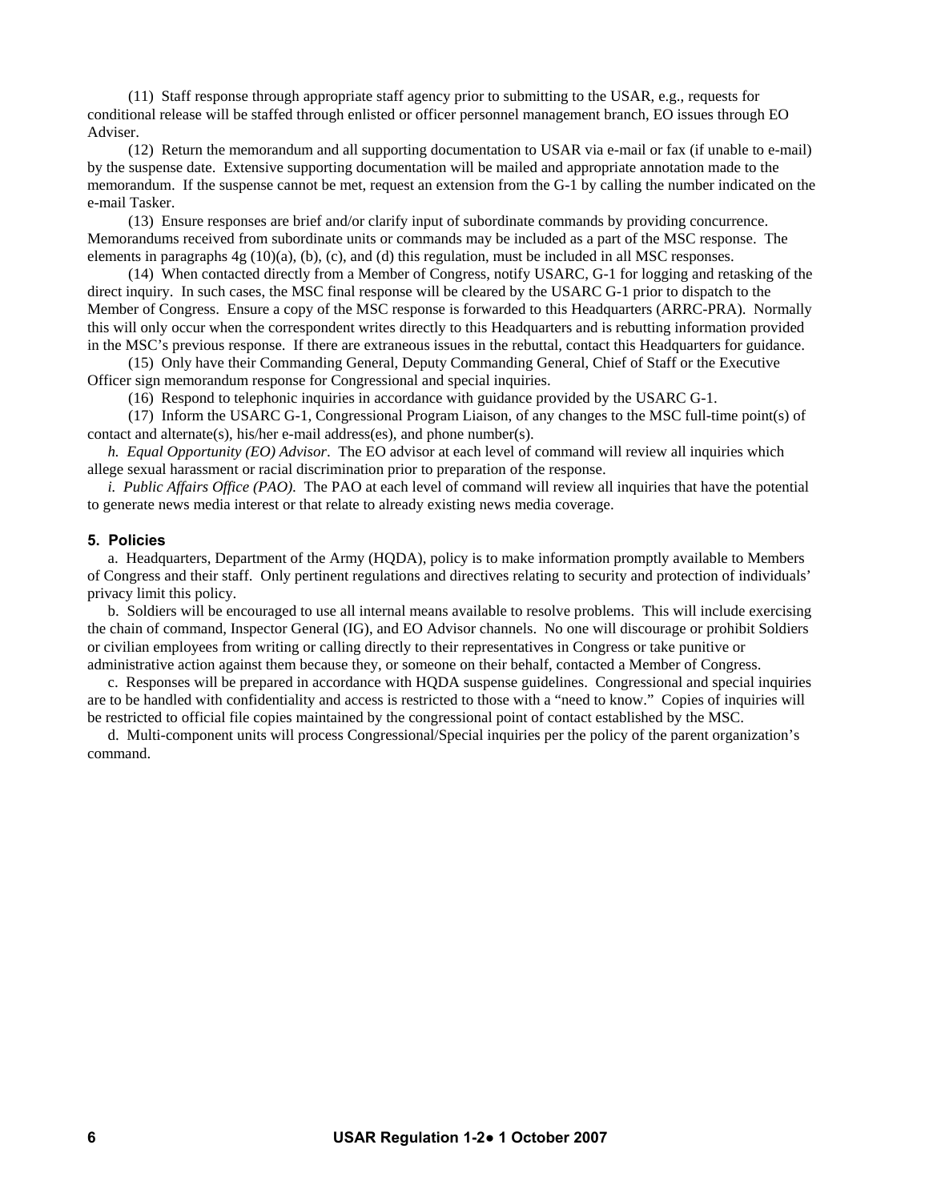(11) Staff response through appropriate staff agency prior to submitting to the USAR, e.g., requests for conditional release will be staffed through enlisted or officer personnel management branch, EO issues through EO Adviser.

(12) Return the memorandum and all supporting documentation to USAR via e-mail or fax (if unable to e-mail) by the suspense date. Extensive supporting documentation will be mailed and appropriate annotation made to the memorandum. If the suspense cannot be met, request an extension from the G-1 by calling the number indicated on the e-mail Tasker.

(13) Ensure responses are brief and/or clarify input of subordinate commands by providing concurrence. Memorandums received from subordinate units or commands may be included as a part of the MSC response. The elements in paragraphs 4g (10)(a), (b), (c), and (d) this regulation, must be included in all MSC responses.

(14) When contacted directly from a Member of Congress, notify USARC, G-1 for logging and retasking of the direct inquiry. In such cases, the MSC final response will be cleared by the USARC G-1 prior to dispatch to the Member of Congress. Ensure a copy of the MSC response is forwarded to this Headquarters (ARRC-PRA). Normally this will only occur when the correspondent writes directly to this Headquarters and is rebutting information provided in the MSC's previous response. If there are extraneous issues in the rebuttal, contact this Headquarters for guidance.

(15) Only have their Commanding General, Deputy Commanding General, Chief of Staff or the Executive Officer sign memorandum response for Congressional and special inquiries.

(16) Respond to telephonic inquiries in accordance with guidance provided by the USARC G-1.

(17) Inform the USARC G-1, Congressional Program Liaison, of any changes to the MSC full-time point(s) of contact and alternate(s), his/her e-mail address(es), and phone number(s).

*h. Equal Opportunity (EO) Advisor*. The EO advisor at each level of command will review all inquiries which allege sexual harassment or racial discrimination prior to preparation of the response.

*i. Public Affairs Office (PAO).* The PAO at each level of command will review all inquiries that have the potential to generate news media interest or that relate to already existing news media coverage.

**5. Policies**

a. Headquarters, Department of the Army (HQDA), policy is to make information promptly available to Members of Congress and their staff. Only pertinent regulations and directives relating to security and protection of individuals' privacy limit this policy.

b. Soldiers will be encouraged to use all internal means available to resolve problems. This will include exercising the chain of command, Inspector General (IG), and EO Advisor channels. No one will discourage or prohibit Soldiers or civilian employees from writing or calling directly to their representatives in Congress or take punitive or administrative action against them because they, or someone on their behalf, contacted a Member of Congress.

c. Responses will be prepared in accordance with HQDA suspense guidelines. Congressional and special inquiries are to be handled with confidentiality and access is restricted to those with a "need to know." Copies of inquiries will be restricted to official file copies maintained by the congressional point of contact established by the MSC.

d. Multi-component units will process Congressional/Special inquiries per the policy of the parent organization's command.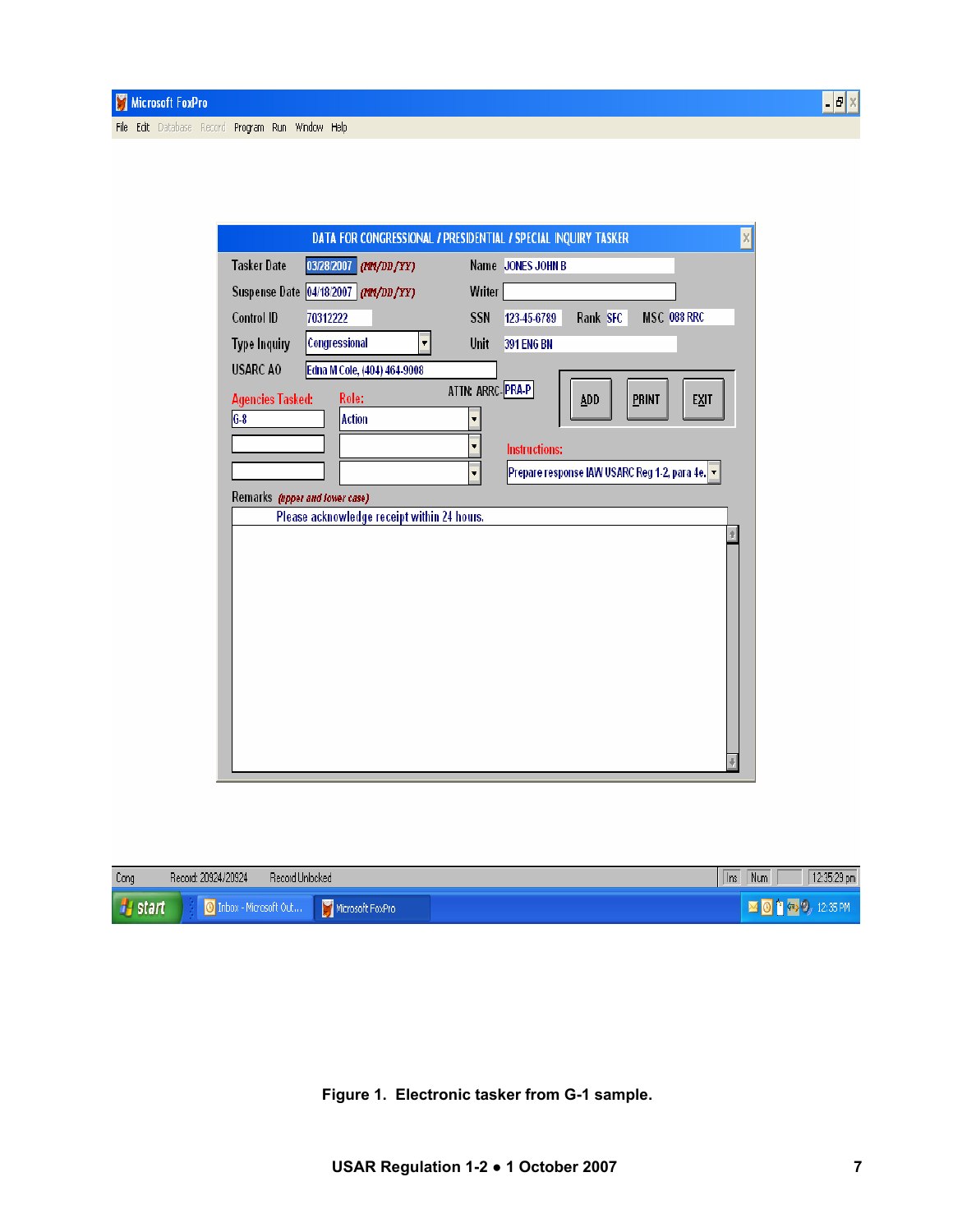Microsoft FoxPro

File Edit Database Record Program Run Window Help

DATA FOR CONGRESSIONAL / PRESIDENTIAL / SPECIAL INQUIRY TASKER

Tasker Date 03/28/2007 (MM/DD/YY) Name JONES JOHN B

Suspense Date 04/18/2007 (MM/DD/YY) Writer

Control ID 70312222 SSN 123-45-6789 Rank SFC MSC 088 RRC

Type Inquiry Congressional Unit 391 ENG BN

USARC AO Edna M Cole, (404) 464-9008

ATTN: ARRC- PRA-P

ADD PRINT EXIT

Agencies Tasked: G-8 Role: Action

Instructions: Prepare response IAW USARC Reg 1-2, para 4e.

Remarks (upper and lower case)

Please acknowledge receipt within 24 hours.

Cong Record: 20924/20924 Record Unlocked Ins Num 12:35:29 pm

start Inbox - Microsoft Out... Microsoft FoxPro 12:35 PM

**Figure 1. Electronic tasker from G-1 sample.**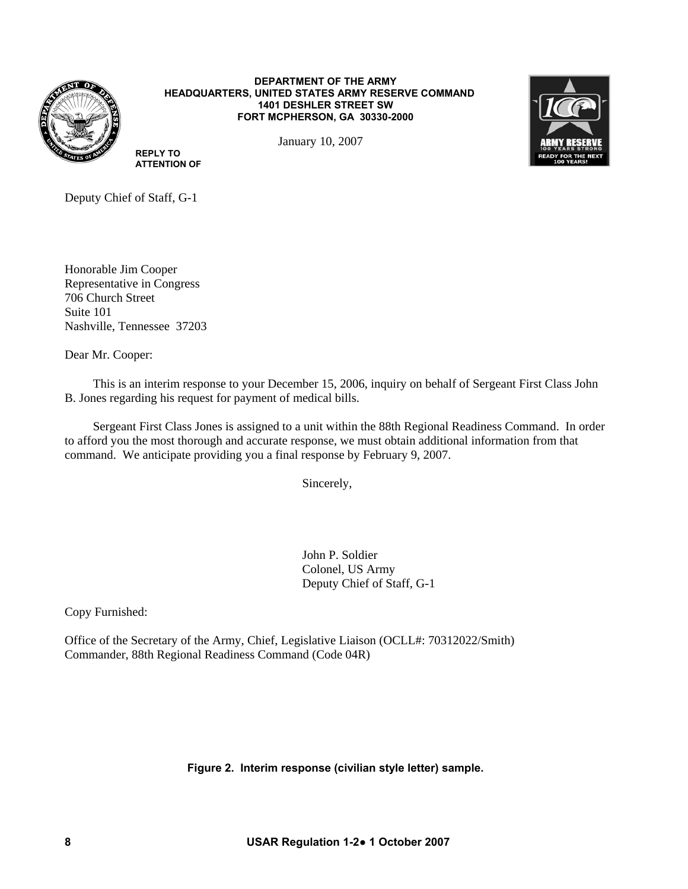**DEPARTMENT OF THE ARMY**
**HEADQUARTERS, UNITED STATES ARMY RESERVE COMMAND**
**1401 DESHLER STREET SW**
**FORT MCPHERSON, GA 30330-2000**

January 10, 2007

**REPLY TO ATTENTION OF**

Deputy Chief of Staff, G-1

Honorable Jim Cooper
Representative in Congress
706 Church Street
Suite 101
Nashville, Tennessee 37203

Dear Mr. Cooper:

This is an interim response to your December 15, 2006, inquiry on behalf of Sergeant First Class John B. Jones regarding his request for payment of medical bills.

Sergeant First Class Jones is assigned to a unit within the 88th Regional Readiness Command. In order to afford you the most thorough and accurate response, we must obtain additional information from that command. We anticipate providing you a final response by February 9, 2007.

Sincerely,

John P. Soldier
Colonel, US Army
Deputy Chief of Staff, G-1

Copy Furnished:

Office of the Secretary of the Army, Chief, Legislative Liaison (OCLL#: 70312022/Smith)
Commander, 88th Regional Readiness Command (Code 04R)

**Figure 2. Interim response (civilian style letter) sample.**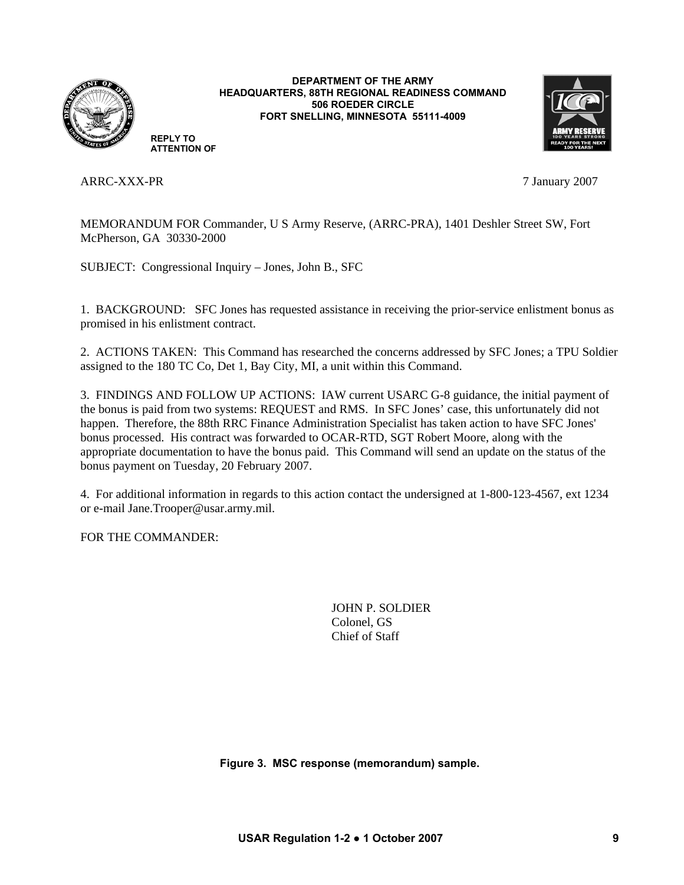DEPARTMENT OF THE ARMY
HEADQUARTERS, 88TH REGIONAL READINESS COMMAND
506 ROEDER CIRCLE
FORT SNELLING, MINNESOTA 55111-4009

REPLY TO
ATTENTION OF

ARRC-XXX-PR 7 January 2007

MEMORANDUM FOR Commander, U S Army Reserve, (ARRC-PRA), 1401 Deshler Street SW, Fort McPherson, GA 30330-2000

SUBJECT: Congressional Inquiry – Jones, John B., SFC

1. BACKGROUND: SFC Jones has requested assistance in receiving the prior-service enlistment bonus as promised in his enlistment contract.

2. ACTIONS TAKEN: This Command has researched the concerns addressed by SFC Jones; a TPU Soldier assigned to the 180 TC Co, Det 1, Bay City, MI, a unit within this Command.

3. FINDINGS AND FOLLOW UP ACTIONS: IAW current USARC G-8 guidance, the initial payment of the bonus is paid from two systems: REQUEST and RMS. In SFC Jones' case, this unfortunately did not happen. Therefore, the 88th RRC Finance Administration Specialist has taken action to have SFC Jones' bonus processed. His contract was forwarded to OCAR-RTD, SGT Robert Moore, along with the appropriate documentation to have the bonus paid. This Command will send an update on the status of the bonus payment on Tuesday, 20 February 2007.

4. For additional information in regards to this action contact the undersigned at 1-800-123-4567, ext 1234 or e-mail Jane.Trooper@usar.army.mil.

FOR THE COMMANDER:

JOHN P. SOLDIER
Colonel, GS
Chief of Staff

**Figure 3. MSC response (memorandum) sample.**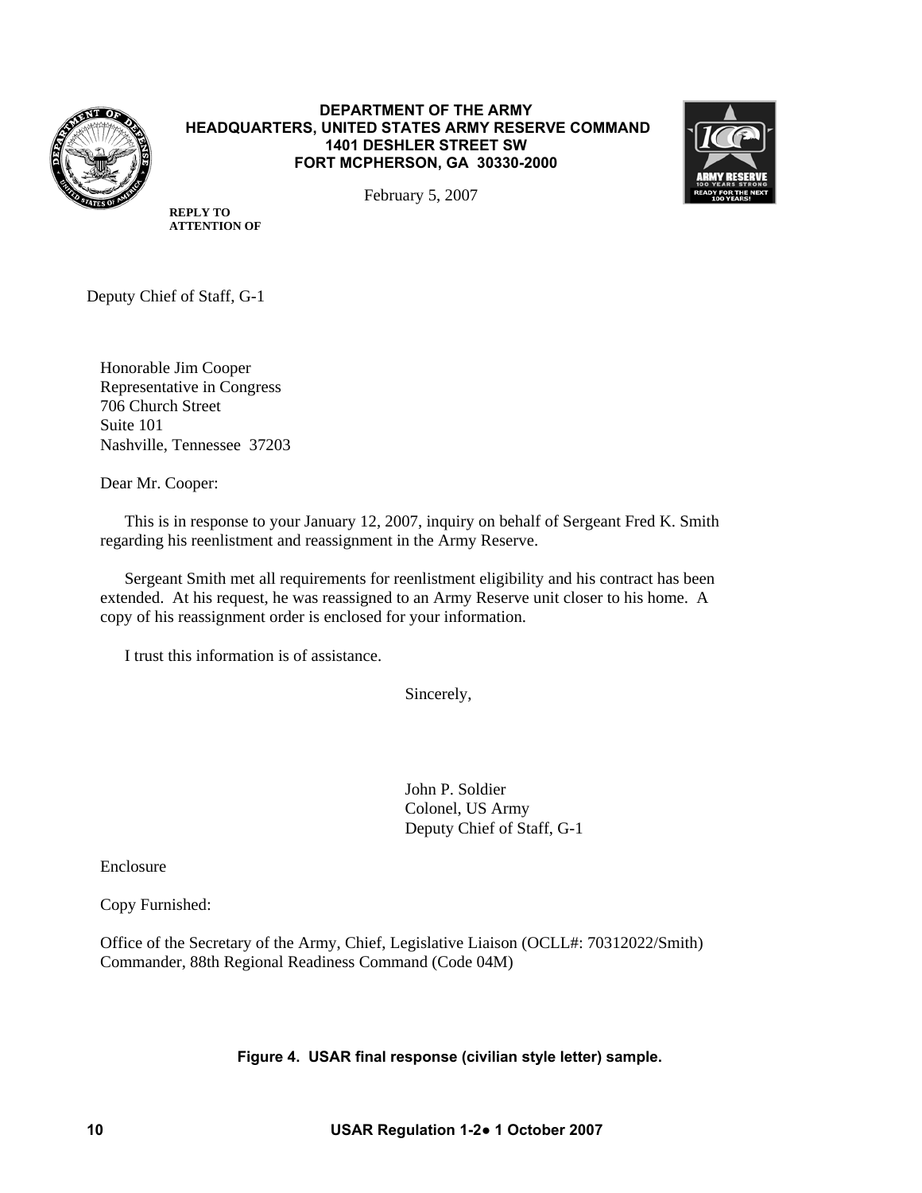**DEPARTMENT OF THE ARMY**
**HEADQUARTERS, UNITED STATES ARMY RESERVE COMMAND**
**1401 DESHLER STREET SW**
**FORT MCPHERSON, GA 30330-2000**

February 5, 2007

**REPLY TO ATTENTION OF**

Deputy Chief of Staff, G-1

Honorable Jim Cooper
Representative in Congress
706 Church Street
Suite 101
Nashville, Tennessee 37203

Dear Mr. Cooper:

This is in response to your January 12, 2007, inquiry on behalf of Sergeant Fred K. Smith regarding his reenlistment and reassignment in the Army Reserve.

Sergeant Smith met all requirements for reenlistment eligibility and his contract has been extended. At his request, he was reassigned to an Army Reserve unit closer to his home. A copy of his reassignment order is enclosed for your information.

I trust this information is of assistance.

Sincerely,

John P. Soldier
Colonel, US Army
Deputy Chief of Staff, G-1

Enclosure

Copy Furnished:

Office of the Secretary of the Army, Chief, Legislative Liaison (OCLL#: 70312022/Smith)
Commander, 88th Regional Readiness Command (Code 04M)

**Figure 4. USAR final response (civilian style letter) sample.**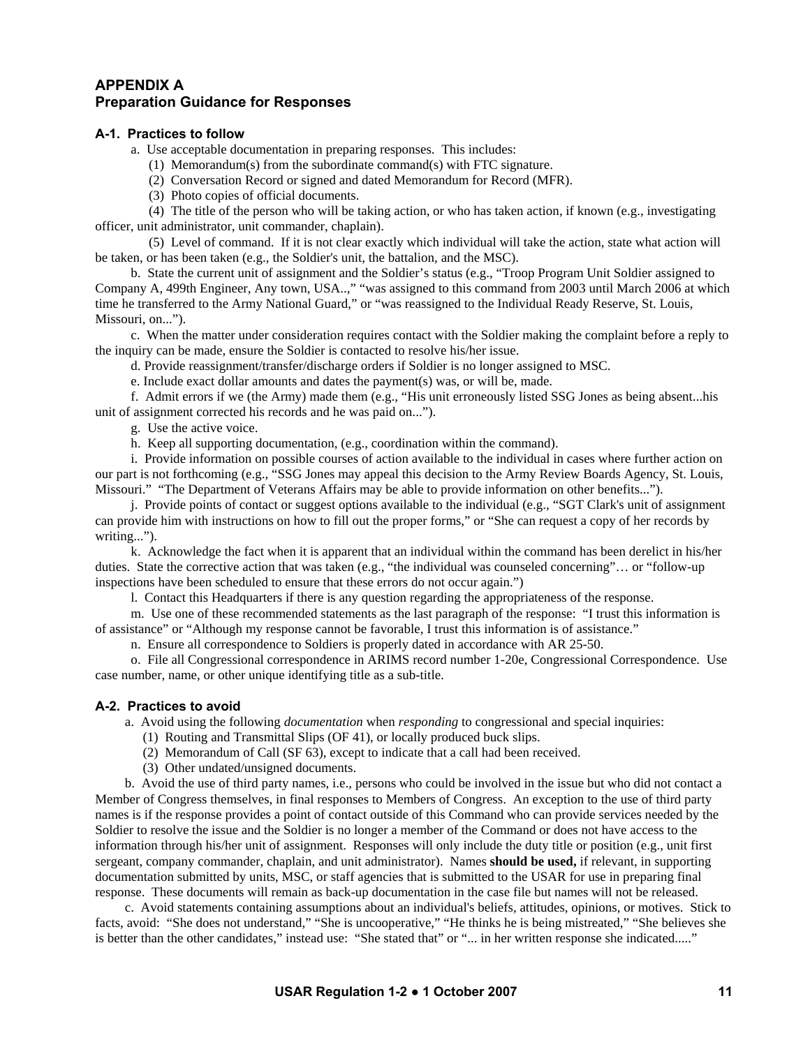# APPENDIX A
# Preparation Guidance for Responses

### A-1. Practices to follow

a. Use acceptable documentation in preparing responses. This includes:

(1) Memorandum(s) from the subordinate command(s) with FTC signature.

(2) Conversation Record or signed and dated Memorandum for Record (MFR).

(3) Photo copies of official documents.

(4) The title of the person who will be taking action, or who has taken action, if known (e.g., investigating officer, unit administrator, unit commander, chaplain).

(5) Level of command. If it is not clear exactly which individual will take the action, state what action will be taken, or has been taken (e.g., the Soldier's unit, the battalion, and the MSC).

b. State the current unit of assignment and the Soldier's status (e.g., "Troop Program Unit Soldier assigned to Company A, 499th Engineer, Any town, USA..," "was assigned to this command from 2003 until March 2006 at which time he transferred to the Army National Guard," or "was reassigned to the Individual Ready Reserve, St. Louis, Missouri, on...").

c. When the matter under consideration requires contact with the Soldier making the complaint before a reply to the inquiry can be made, ensure the Soldier is contacted to resolve his/her issue.

d. Provide reassignment/transfer/discharge orders if Soldier is no longer assigned to MSC.

e. Include exact dollar amounts and dates the payment(s) was, or will be, made.

f. Admit errors if we (the Army) made them (e.g., "His unit erroneously listed SSG Jones as being absent...his unit of assignment corrected his records and he was paid on...").

g. Use the active voice.

h. Keep all supporting documentation, (e.g., coordination within the command).

i. Provide information on possible courses of action available to the individual in cases where further action on our part is not forthcoming (e.g., "SSG Jones may appeal this decision to the Army Review Boards Agency, St. Louis, Missouri." "The Department of Veterans Affairs may be able to provide information on other benefits...").

j. Provide points of contact or suggest options available to the individual (e.g., "SGT Clark's unit of assignment can provide him with instructions on how to fill out the proper forms," or "She can request a copy of her records by writing...").

k. Acknowledge the fact when it is apparent that an individual within the command has been derelict in his/her duties. State the corrective action that was taken (e.g., "the individual was counseled concerning"… or "follow-up inspections have been scheduled to ensure that these errors do not occur again.")

l. Contact this Headquarters if there is any question regarding the appropriateness of the response.

m. Use one of these recommended statements as the last paragraph of the response: "I trust this information is of assistance" or "Although my response cannot be favorable, I trust this information is of assistance."

n. Ensure all correspondence to Soldiers is properly dated in accordance with AR 25-50.

o. File all Congressional correspondence in ARIMS record number 1-20e, Congressional Correspondence. Use case number, name, or other unique identifying title as a sub-title.

### A-2. Practices to avoid

a. Avoid using the following *documentation* when *responding* to congressional and special inquiries:

(1) Routing and Transmittal Slips (OF 41), or locally produced buck slips.

(2) Memorandum of Call (SF 63), except to indicate that a call had been received.

(3) Other undated/unsigned documents.

b. Avoid the use of third party names, i.e., persons who could be involved in the issue but who did not contact a Member of Congress themselves, in final responses to Members of Congress. An exception to the use of third party names is if the response provides a point of contact outside of this Command who can provide services needed by the Soldier to resolve the issue and the Soldier is no longer a member of the Command or does not have access to the information through his/her unit of assignment. Responses will only include the duty title or position (e.g., unit first sergeant, company commander, chaplain, and unit administrator). Names **should be used,** if relevant, in supporting documentation submitted by units, MSC, or staff agencies that is submitted to the USAR for use in preparing final response. These documents will remain as back-up documentation in the case file but names will not be released.

c. Avoid statements containing assumptions about an individual's beliefs, attitudes, opinions, or motives. Stick to facts, avoid: "She does not understand," "She is uncooperative," "He thinks he is being mistreated," "She believes she is better than the other candidates," instead use: "She stated that" or "... in her written response she indicated....."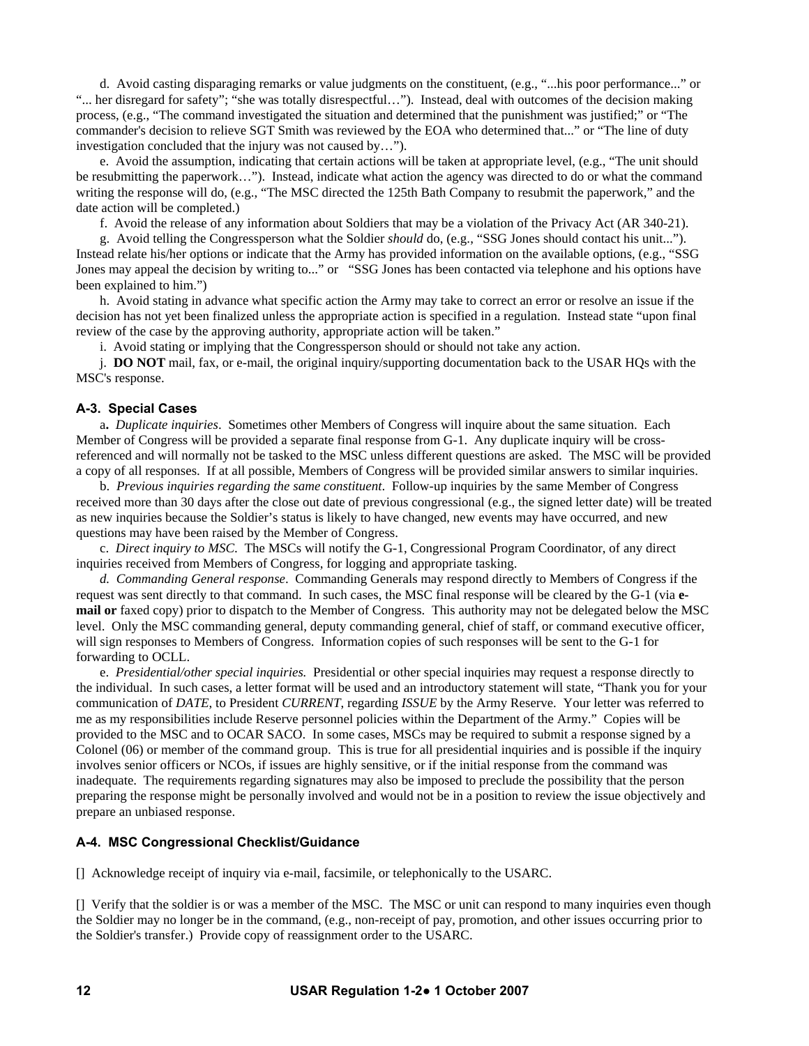d. Avoid casting disparaging remarks or value judgments on the constituent, (e.g., "...his poor performance..." or "... her disregard for safety"; "she was totally disrespectful…"). Instead, deal with outcomes of the decision making process, (e.g., "The command investigated the situation and determined that the punishment was justified;" or "The commander's decision to relieve SGT Smith was reviewed by the EOA who determined that..." or "The line of duty investigation concluded that the injury was not caused by…").

e. Avoid the assumption, indicating that certain actions will be taken at appropriate level, (e.g., "The unit should be resubmitting the paperwork…"). Instead, indicate what action the agency was directed to do or what the command writing the response will do, (e.g., "The MSC directed the 125th Bath Company to resubmit the paperwork," and the date action will be completed.)

f. Avoid the release of any information about Soldiers that may be a violation of the Privacy Act (AR 340-21).

g. Avoid telling the Congressperson what the Soldier *should* do, (e.g., "SSG Jones should contact his unit..."). Instead relate his/her options or indicate that the Army has provided information on the available options, (e.g., "SSG Jones may appeal the decision by writing to..." or "SSG Jones has been contacted via telephone and his options have been explained to him.")

h. Avoid stating in advance what specific action the Army may take to correct an error or resolve an issue if the decision has not yet been finalized unless the appropriate action is specified in a regulation. Instead state "upon final review of the case by the approving authority, appropriate action will be taken."

i. Avoid stating or implying that the Congressperson should or should not take any action.

j. **DO NOT** mail, fax, or e-mail, the original inquiry/supporting documentation back to the USAR HQs with the MSC's response.

### A-3. Special Cases

a**.** *Duplicate inquiries*. Sometimes other Members of Congress will inquire about the same situation. Each Member of Congress will be provided a separate final response from G-1. Any duplicate inquiry will be cross-referenced and will normally not be tasked to the MSC unless different questions are asked. The MSC will be provided a copy of all responses. If at all possible, Members of Congress will be provided similar answers to similar inquiries.

b. *Previous inquiries regarding the same constituent*. Follow-up inquiries by the same Member of Congress received more than 30 days after the close out date of previous congressional (e.g., the signed letter date) will be treated as new inquiries because the Soldier's status is likely to have changed, new events may have occurred, and new questions may have been raised by the Member of Congress.

c. *Direct inquiry to MSC*. The MSCs will notify the G-1, Congressional Program Coordinator, of any direct inquiries received from Members of Congress, for logging and appropriate tasking.

*d. Commanding General response*. Commanding Generals may respond directly to Members of Congress if the request was sent directly to that command. In such cases, the MSC final response will be cleared by the G-1 (via **e-mail or** faxed copy) prior to dispatch to the Member of Congress. This authority may not be delegated below the MSC level. Only the MSC commanding general, deputy commanding general, chief of staff, or command executive officer, will sign responses to Members of Congress. Information copies of such responses will be sent to the G-1 for forwarding to OCLL.

e. *Presidential/other special inquiries.* Presidential or other special inquiries may request a response directly to the individual. In such cases, a letter format will be used and an introductory statement will state, "Thank you for your communication of *DATE,* to President *CURRENT,* regarding *ISSUE* by the Army Reserve. Your letter was referred to me as my responsibilities include Reserve personnel policies within the Department of the Army." Copies will be provided to the MSC and to OCAR SACO. In some cases, MSCs may be required to submit a response signed by a Colonel (06) or member of the command group. This is true for all presidential inquiries and is possible if the inquiry involves senior officers or NCOs, if issues are highly sensitive, or if the initial response from the command was inadequate. The requirements regarding signatures may also be imposed to preclude the possibility that the person preparing the response might be personally involved and would not be in a position to review the issue objectively and prepare an unbiased response.

### A-4. MSC Congressional Checklist/Guidance

[] Acknowledge receipt of inquiry via e-mail, facsimile, or telephonically to the USARC.

[] Verify that the soldier is or was a member of the MSC. The MSC or unit can respond to many inquiries even though the Soldier may no longer be in the command, (e.g., non-receipt of pay, promotion, and other issues occurring prior to the Soldier's transfer.) Provide copy of reassignment order to the USARC.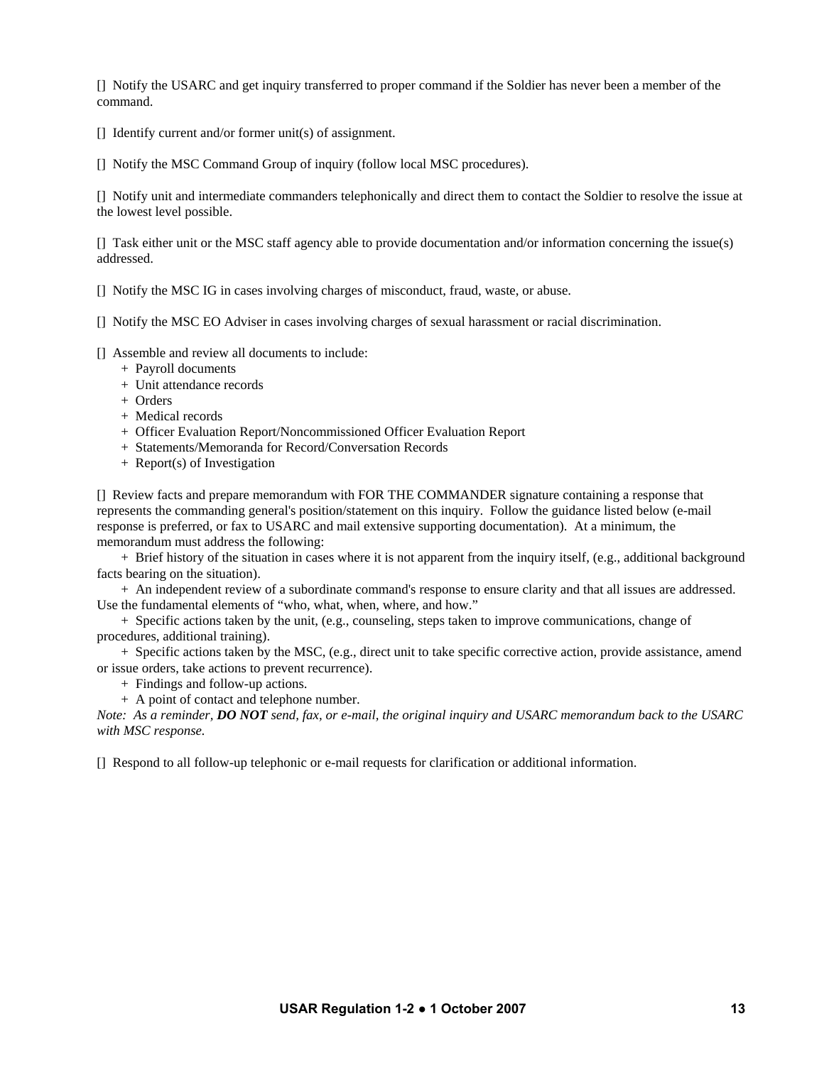[] Notify the USARC and get inquiry transferred to proper command if the Soldier has never been a member of the command.

[] Identify current and/or former unit(s) of assignment.

[] Notify the MSC Command Group of inquiry (follow local MSC procedures).

[] Notify unit and intermediate commanders telephonically and direct them to contact the Soldier to resolve the issue at the lowest level possible.

[] Task either unit or the MSC staff agency able to provide documentation and/or information concerning the issue(s) addressed.

[] Notify the MSC IG in cases involving charges of misconduct, fraud, waste, or abuse.

[] Notify the MSC EO Adviser in cases involving charges of sexual harassment or racial discrimination.

[] Assemble and review all documents to include:
- \+ Payroll documents
- \+ Unit attendance records
- \+ Orders
- \+ Medical records
- \+ Officer Evaluation Report/Noncommissioned Officer Evaluation Report
- \+ Statements/Memoranda for Record/Conversation Records
- \+ Report(s) of Investigation

[] Review facts and prepare memorandum with FOR THE COMMANDER signature containing a response that represents the commanding general's position/statement on this inquiry. Follow the guidance listed below (e-mail response is preferred, or fax to USARC and mail extensive supporting documentation). At a minimum, the memorandum must address the following:

- \+ Brief history of the situation in cases where it is not apparent from the inquiry itself, (e.g., additional background facts bearing on the situation).
- \+ An independent review of a subordinate command's response to ensure clarity and that all issues are addressed. Use the fundamental elements of "who, what, when, where, and how."
- \+ Specific actions taken by the unit, (e.g., counseling, steps taken to improve communications, change of procedures, additional training).
- \+ Specific actions taken by the MSC, (e.g., direct unit to take specific corrective action, provide assistance, amend or issue orders, take actions to prevent recurrence).
- \+ Findings and follow-up actions.
- \+ A point of contact and telephone number.

*Note: As a reminder, **DO NOT** send, fax, or e-mail, the original inquiry and USARC memorandum back to the USARC with MSC response.*

[] Respond to all follow-up telephonic or e-mail requests for clarification or additional information.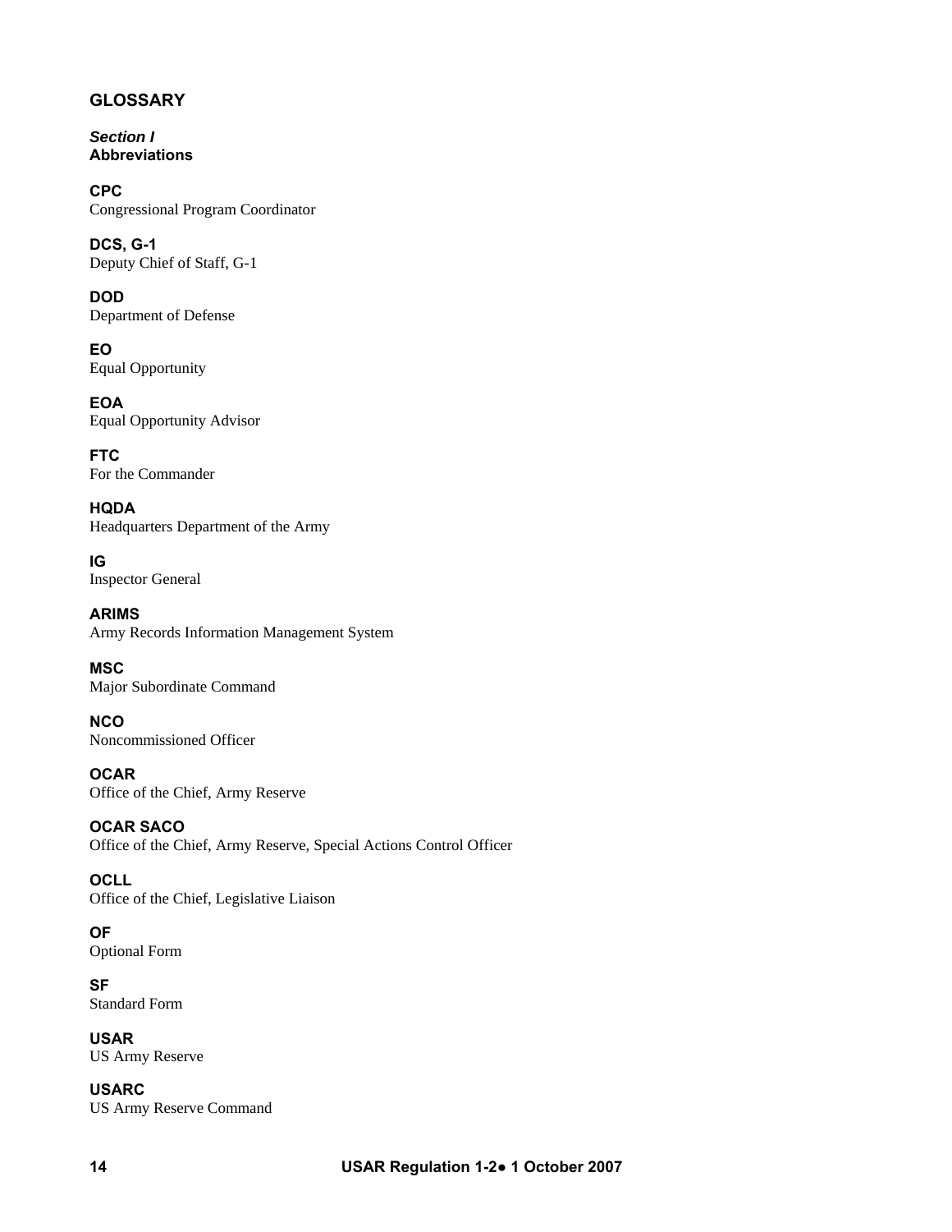# GLOSSARY

## *Section I*
## Abbreviations

**CPC**
Congressional Program Coordinator

**DCS, G-1**
Deputy Chief of Staff, G-1

**DOD**
Department of Defense

**EO**
Equal Opportunity

**EOA**
Equal Opportunity Advisor

**FTC**
For the Commander

**HQDA**
Headquarters Department of the Army

**IG**
Inspector General

**ARIMS**
Army Records Information Management System

**MSC**
Major Subordinate Command

**NCO**
Noncommissioned Officer

**OCAR**
Office of the Chief, Army Reserve

**OCAR SACO**
Office of the Chief, Army Reserve, Special Actions Control Officer

**OCLL**
Office of the Chief, Legislative Liaison

**OF**
Optional Form

**SF**
Standard Form

**USAR**
US Army Reserve

**USARC**
US Army Reserve Command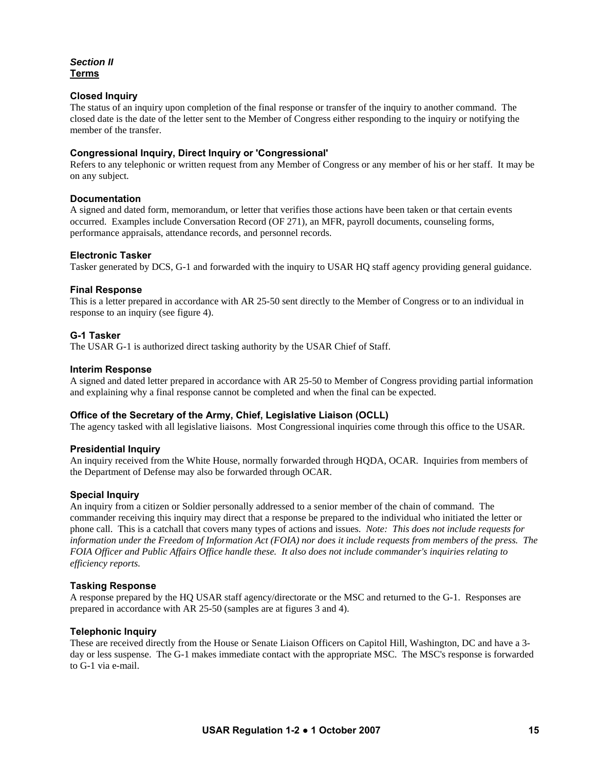***Section II***
**Terms**

### Closed Inquiry
The status of an inquiry upon completion of the final response or transfer of the inquiry to another command. The closed date is the date of the letter sent to the Member of Congress either responding to the inquiry or notifying the member of the transfer.

### Congressional Inquiry, Direct Inquiry or 'Congressional'
Refers to any telephonic or written request from any Member of Congress or any member of his or her staff. It may be on any subject.

### Documentation
A signed and dated form, memorandum, or letter that verifies those actions have been taken or that certain events occurred. Examples include Conversation Record (OF 271), an MFR, payroll documents, counseling forms, performance appraisals, attendance records, and personnel records.

### Electronic Tasker
Tasker generated by DCS, G-1 and forwarded with the inquiry to USAR HQ staff agency providing general guidance.

### Final Response
This is a letter prepared in accordance with AR 25-50 sent directly to the Member of Congress or to an individual in response to an inquiry (see figure 4).

### G-1 Tasker
The USAR G-1 is authorized direct tasking authority by the USAR Chief of Staff.

### Interim Response
A signed and dated letter prepared in accordance with AR 25-50 to Member of Congress providing partial information and explaining why a final response cannot be completed and when the final can be expected.

### Office of the Secretary of the Army, Chief, Legislative Liaison (OCLL)
The agency tasked with all legislative liaisons. Most Congressional inquiries come through this office to the USAR.

### Presidential Inquiry
An inquiry received from the White House, normally forwarded through HQDA, OCAR. Inquiries from members of the Department of Defense may also be forwarded through OCAR.

### Special Inquiry
An inquiry from a citizen or Soldier personally addressed to a senior member of the chain of command. The commander receiving this inquiry may direct that a response be prepared to the individual who initiated the letter or phone call. This is a catchall that covers many types of actions and issues. *Note: This does not include requests for information under the Freedom of Information Act (FOIA) nor does it include requests from members of the press. The FOIA Officer and Public Affairs Office handle these. It also does not include commander's inquiries relating to efficiency reports.*

### Tasking Response
A response prepared by the HQ USAR staff agency/directorate or the MSC and returned to the G-1. Responses are prepared in accordance with AR 25-50 (samples are at figures 3 and 4).

### Telephonic Inquiry
These are received directly from the House or Senate Liaison Officers on Capitol Hill, Washington, DC and have a 3-day or less suspense. The G-1 makes immediate contact with the appropriate MSC. The MSC's response is forwarded to G-1 via e-mail.